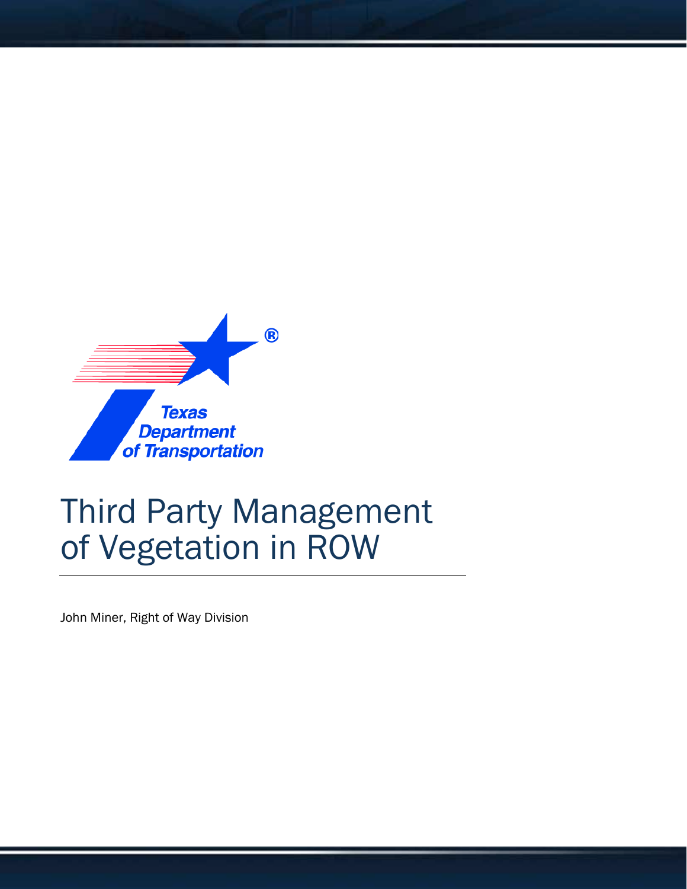# Third Party Management of Vegetation in ROW

John Miner, Right of Way Division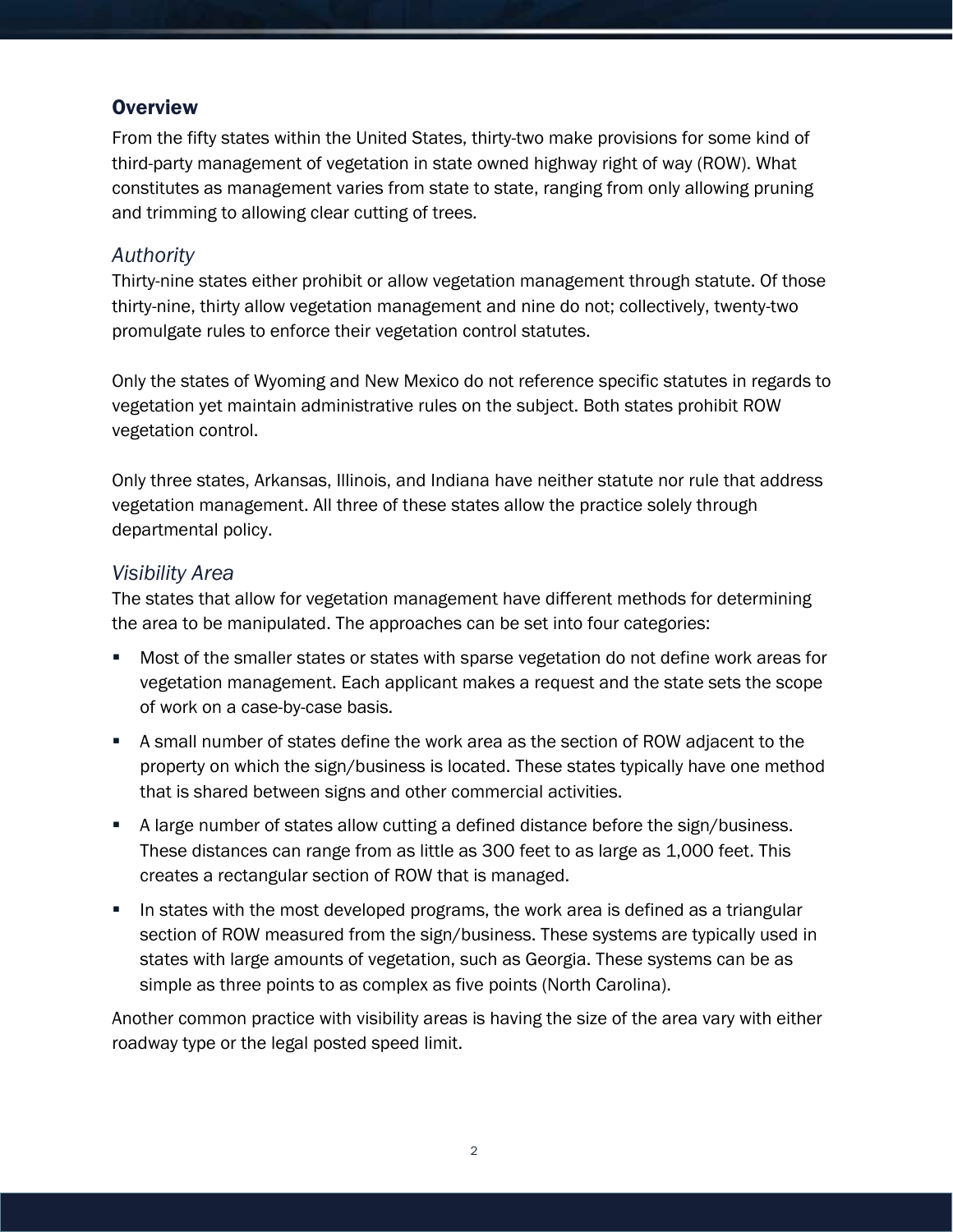## Overview

From the fifty states within the United States, thirty-two make provisions for some kind of third-party management of vegetation in state owned highway right of way (ROW). What constitutes as management varies from state to state, ranging from only allowing pruning and trimming to allowing clear cutting of trees.

### *Authority*

Thirty-nine states either prohibit or allow vegetation management through statute. Of those thirty-nine, thirty allow vegetation management and nine do not; collectively, twenty-two promulgate rules to enforce their vegetation control statutes.

Only the states of Wyoming and New Mexico do not reference specific statutes in regards to vegetation yet maintain administrative rules on the subject. Both states prohibit ROW vegetation control.

Only three states, Arkansas, Illinois, and Indiana have neither statute nor rule that address vegetation management. All three of these states allow the practice solely through departmental policy.

### *Visibility Area*

The states that allow for vegetation management have different methods for determining the area to be manipulated. The approaches can be set into four categories:

- Most of the smaller states or states with sparse vegetation do not define work areas for vegetation management. Each applicant makes a request and the state sets the scope of work on a case-by-case basis.
- A small number of states define the work area as the section of ROW adjacent to the property on which the sign/business is located. These states typically have one method that is shared between signs and other commercial activities.
- A large number of states allow cutting a defined distance before the sign/business. These distances can range from as little as 300 feet to as large as 1,000 feet. This creates a rectangular section of ROW that is managed.
- In states with the most developed programs, the work area is defined as a triangular section of ROW measured from the sign/business. These systems are typically used in states with large amounts of vegetation, such as Georgia. These systems can be as simple as three points to as complex as five points (North Carolina).

Another common practice with visibility areas is having the size of the area vary with either roadway type or the legal posted speed limit.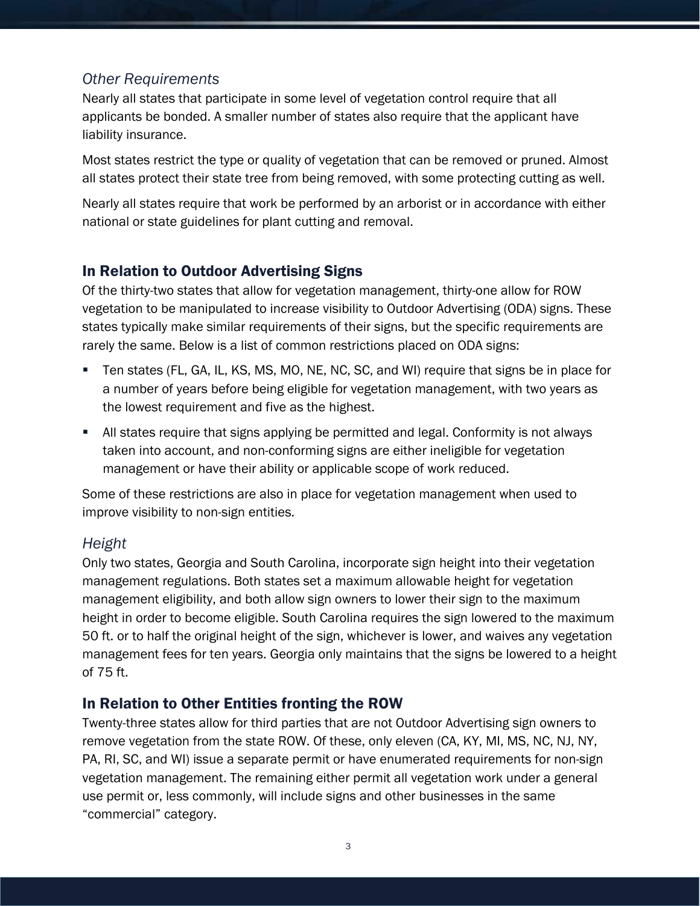### *Other Requirements*

Nearly all states that participate in some level of vegetation control require that all applicants be bonded. A smaller number of states also require that the applicant have liability insurance.

Most states restrict the type or quality of vegetation that can be removed or pruned. Almost all states protect their state tree from being removed, with some protecting cutting as well.

Nearly all states require that work be performed by an arborist or in accordance with either national or state guidelines for plant cutting and removal.

## In Relation to Outdoor Advertising Signs

Of the thirty-two states that allow for vegetation management, thirty-one allow for ROW vegetation to be manipulated to increase visibility to Outdoor Advertising (ODA) signs. These states typically make similar requirements of their signs, but the specific requirements are rarely the same. Below is a list of common restrictions placed on ODA signs:

- Ten states (FL, GA, IL, KS, MS, MO, NE, NC, SC, and WI) require that signs be in place for a number of years before being eligible for vegetation management, with two years as the lowest requirement and five as the highest.
- All states require that signs applying be permitted and legal. Conformity is not always taken into account, and non-conforming signs are either ineligible for vegetation management or have their ability or applicable scope of work reduced.

Some of these restrictions are also in place for vegetation management when used to improve visibility to non-sign entities.

### *Height*

Only two states, Georgia and South Carolina, incorporate sign height into their vegetation management regulations. Both states set a maximum allowable height for vegetation management eligibility, and both allow sign owners to lower their sign to the maximum height in order to become eligible. South Carolina requires the sign lowered to the maximum 50 ft. or to half the original height of the sign, whichever is lower, and waives any vegetation management fees for ten years. Georgia only maintains that the signs be lowered to a height of 75 ft.

## In Relation to Other Entities fronting the ROW

Twenty-three states allow for third parties that are not Outdoor Advertising sign owners to remove vegetation from the state ROW. Of these, only eleven (CA, KY, MI, MS, NC, NJ, NY, PA, RI, SC, and WI) issue a separate permit or have enumerated requirements for non-sign vegetation management. The remaining either permit all vegetation work under a general use permit or, less commonly, will include signs and other businesses in the same "commercial" category.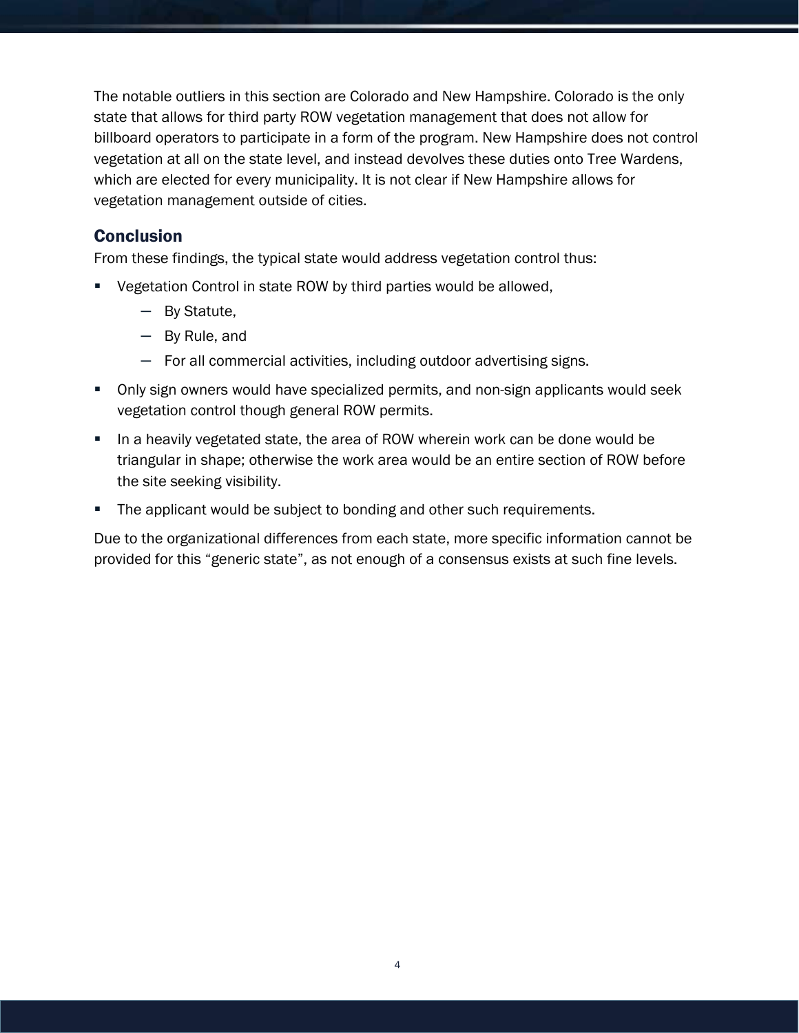The notable outliers in this section are Colorado and New Hampshire. Colorado is the only state that allows for third party ROW vegetation management that does not allow for billboard operators to participate in a form of the program. New Hampshire does not control vegetation at all on the state level, and instead devolves these duties onto Tree Wardens, which are elected for every municipality. It is not clear if New Hampshire allows for vegetation management outside of cities.

## Conclusion

From these findings, the typical state would address vegetation control thus:

- Vegetation Control in state ROW by third parties would be allowed,
  - By Statute,
  - By Rule, and
  - For all commercial activities, including outdoor advertising signs.
- Only sign owners would have specialized permits, and non-sign applicants would seek vegetation control though general ROW permits.
- In a heavily vegetated state, the area of ROW wherein work can be done would be triangular in shape; otherwise the work area would be an entire section of ROW before the site seeking visibility.
- The applicant would be subject to bonding and other such requirements.

Due to the organizational differences from each state, more specific information cannot be provided for this “generic state”, as not enough of a consensus exists at such fine levels.